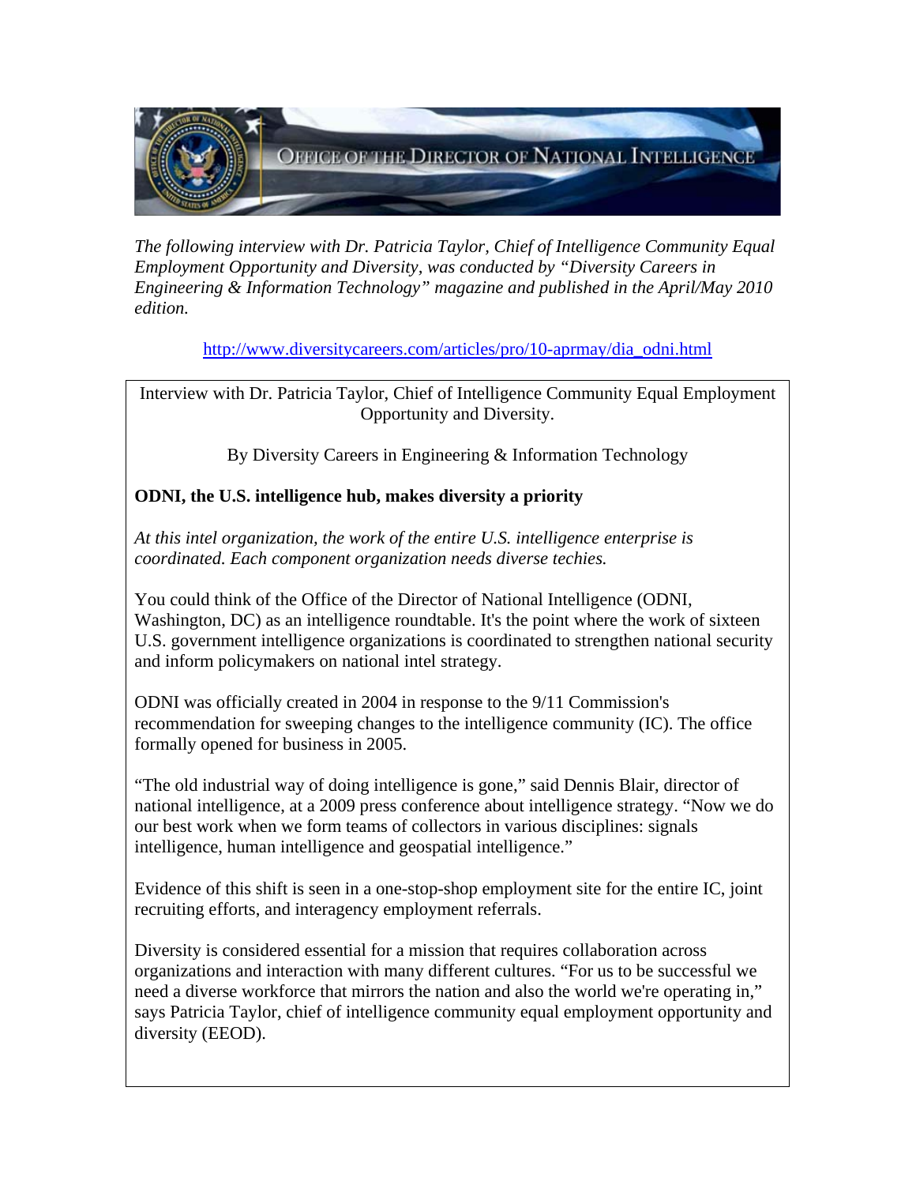OFFICE OF THE DIRECTOR OF NATIONAL INTELLIGENCE

*The following interview with Dr. Patricia Taylor, Chief of Intelligence Community Equal Employment Opportunity and Diversity, was conducted by "Diversity Careers in Engineering & Information Technology" magazine and published in the April/May 2010 edition.*

http://www.diversitycareers.com/articles/pro/10-aprmay/dia_odni.html

Interview with Dr. Patricia Taylor, Chief of Intelligence Community Equal Employment Opportunity and Diversity.

By Diversity Careers in Engineering & Information Technology

**ODNI, the U.S. intelligence hub, makes diversity a priority**

*At this intel organization, the work of the entire U.S. intelligence enterprise is coordinated. Each component organization needs diverse techies.*

You could think of the Office of the Director of National Intelligence (ODNI, Washington, DC) as an intelligence roundtable. It's the point where the work of sixteen U.S. government intelligence organizations is coordinated to strengthen national security and inform policymakers on national intel strategy.

ODNI was officially created in 2004 in response to the 9/11 Commission's recommendation for sweeping changes to the intelligence community (IC). The office formally opened for business in 2005.

"The old industrial way of doing intelligence is gone," said Dennis Blair, director of national intelligence, at a 2009 press conference about intelligence strategy. "Now we do our best work when we form teams of collectors in various disciplines: signals intelligence, human intelligence and geospatial intelligence."

Evidence of this shift is seen in a one-stop-shop employment site for the entire IC, joint recruiting efforts, and interagency employment referrals.

Diversity is considered essential for a mission that requires collaboration across organizations and interaction with many different cultures. "For us to be successful we need a diverse workforce that mirrors the nation and also the world we're operating in," says Patricia Taylor, chief of intelligence community equal employment opportunity and diversity (EEOD).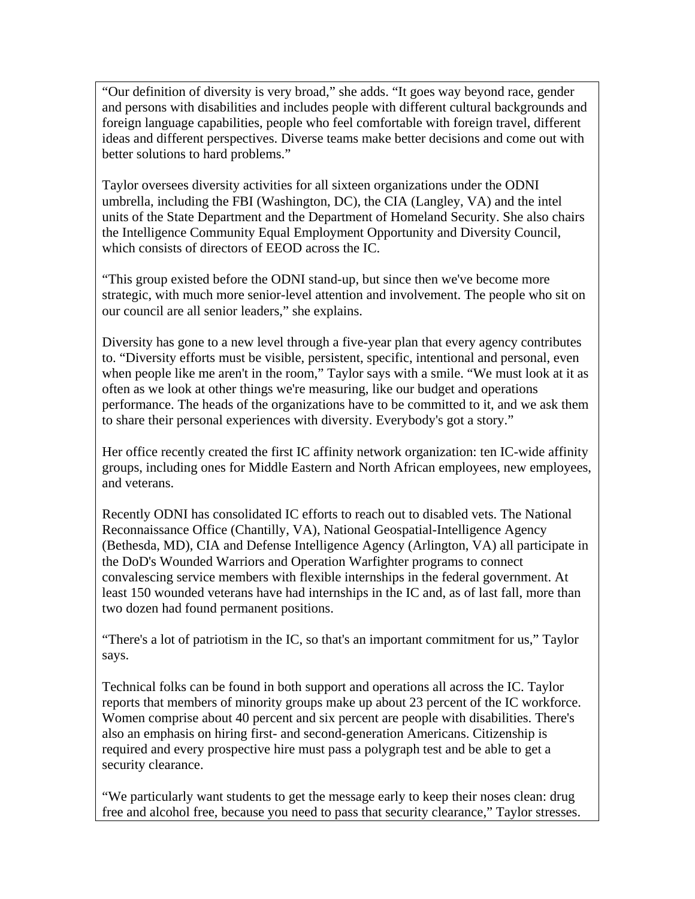"Our definition of diversity is very broad," she adds. "It goes way beyond race, gender and persons with disabilities and includes people with different cultural backgrounds and foreign language capabilities, people who feel comfortable with foreign travel, different ideas and different perspectives. Diverse teams make better decisions and come out with better solutions to hard problems."

Taylor oversees diversity activities for all sixteen organizations under the ODNI umbrella, including the FBI (Washington, DC), the CIA (Langley, VA) and the intel units of the State Department and the Department of Homeland Security. She also chairs the Intelligence Community Equal Employment Opportunity and Diversity Council, which consists of directors of EEOD across the IC.

"This group existed before the ODNI stand-up, but since then we've become more strategic, with much more senior-level attention and involvement. The people who sit on our council are all senior leaders," she explains.

Diversity has gone to a new level through a five-year plan that every agency contributes to. "Diversity efforts must be visible, persistent, specific, intentional and personal, even when people like me aren't in the room," Taylor says with a smile. "We must look at it as often as we look at other things we're measuring, like our budget and operations performance. The heads of the organizations have to be committed to it, and we ask them to share their personal experiences with diversity. Everybody's got a story."

Her office recently created the first IC affinity network organization: ten IC-wide affinity groups, including ones for Middle Eastern and North African employees, new employees, and veterans.

Recently ODNI has consolidated IC efforts to reach out to disabled vets. The National Reconnaissance Office (Chantilly, VA), National Geospatial-Intelligence Agency (Bethesda, MD), CIA and Defense Intelligence Agency (Arlington, VA) all participate in the DoD's Wounded Warriors and Operation Warfighter programs to connect convalescing service members with flexible internships in the federal government. At least 150 wounded veterans have had internships in the IC and, as of last fall, more than two dozen had found permanent positions.

"There's a lot of patriotism in the IC, so that's an important commitment for us," Taylor says.

Technical folks can be found in both support and operations all across the IC. Taylor reports that members of minority groups make up about 23 percent of the IC workforce. Women comprise about 40 percent and six percent are people with disabilities. There's also an emphasis on hiring first- and second-generation Americans. Citizenship is required and every prospective hire must pass a polygraph test and be able to get a security clearance.

"We particularly want students to get the message early to keep their noses clean: drug free and alcohol free, because you need to pass that security clearance," Taylor stresses.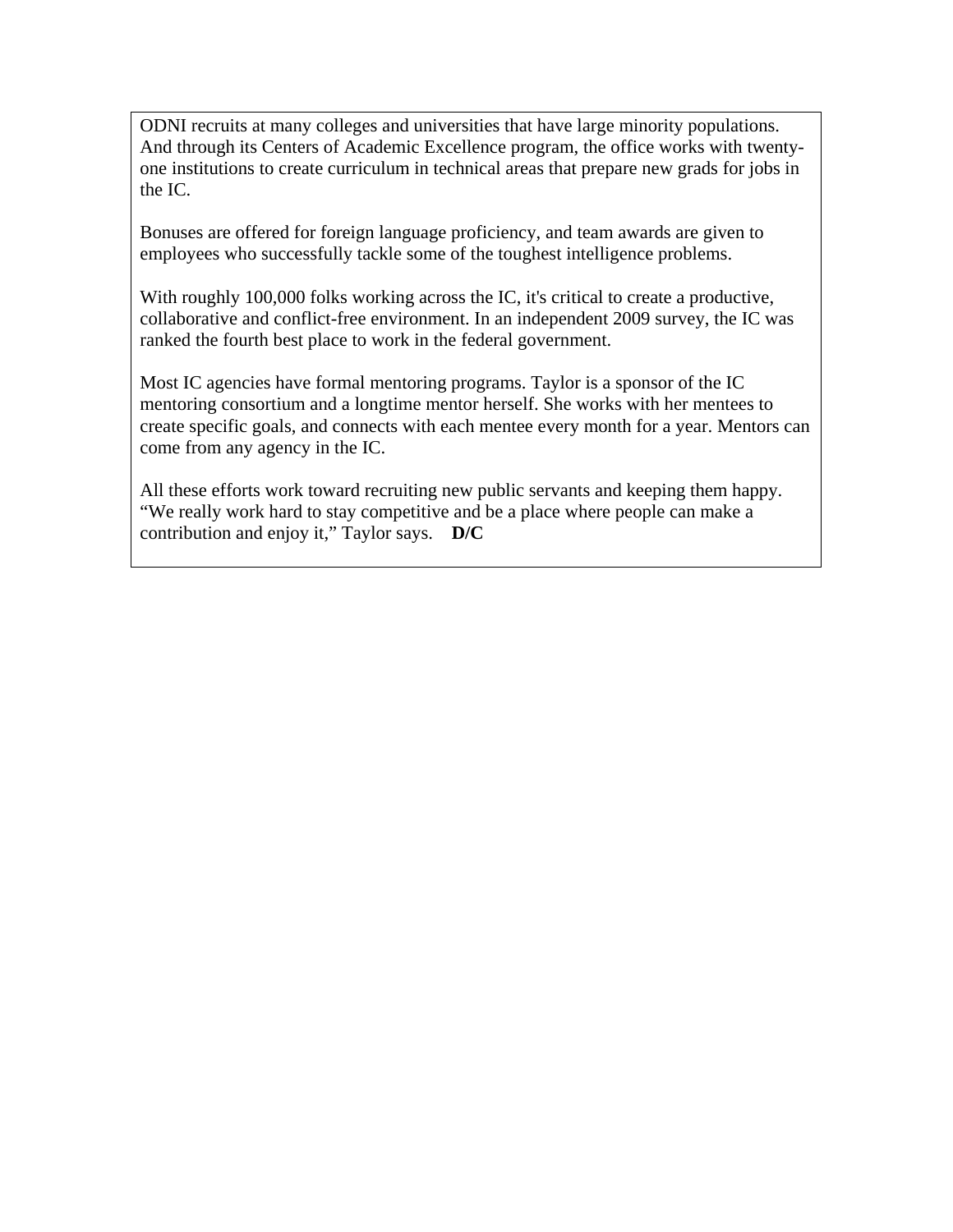ODNI recruits at many colleges and universities that have large minority populations. And through its Centers of Academic Excellence program, the office works with twenty-one institutions to create curriculum in technical areas that prepare new grads for jobs in the IC.

Bonuses are offered for foreign language proficiency, and team awards are given to employees who successfully tackle some of the toughest intelligence problems.

With roughly 100,000 folks working across the IC, it's critical to create a productive, collaborative and conflict-free environment. In an independent 2009 survey, the IC was ranked the fourth best place to work in the federal government.

Most IC agencies have formal mentoring programs. Taylor is a sponsor of the IC mentoring consortium and a longtime mentor herself. She works with her mentees to create specific goals, and connects with each mentee every month for a year. Mentors can come from any agency in the IC.

All these efforts work toward recruiting new public servants and keeping them happy. “We really work hard to stay competitive and be a place where people can make a contribution and enjoy it,” Taylor says. **D/C**